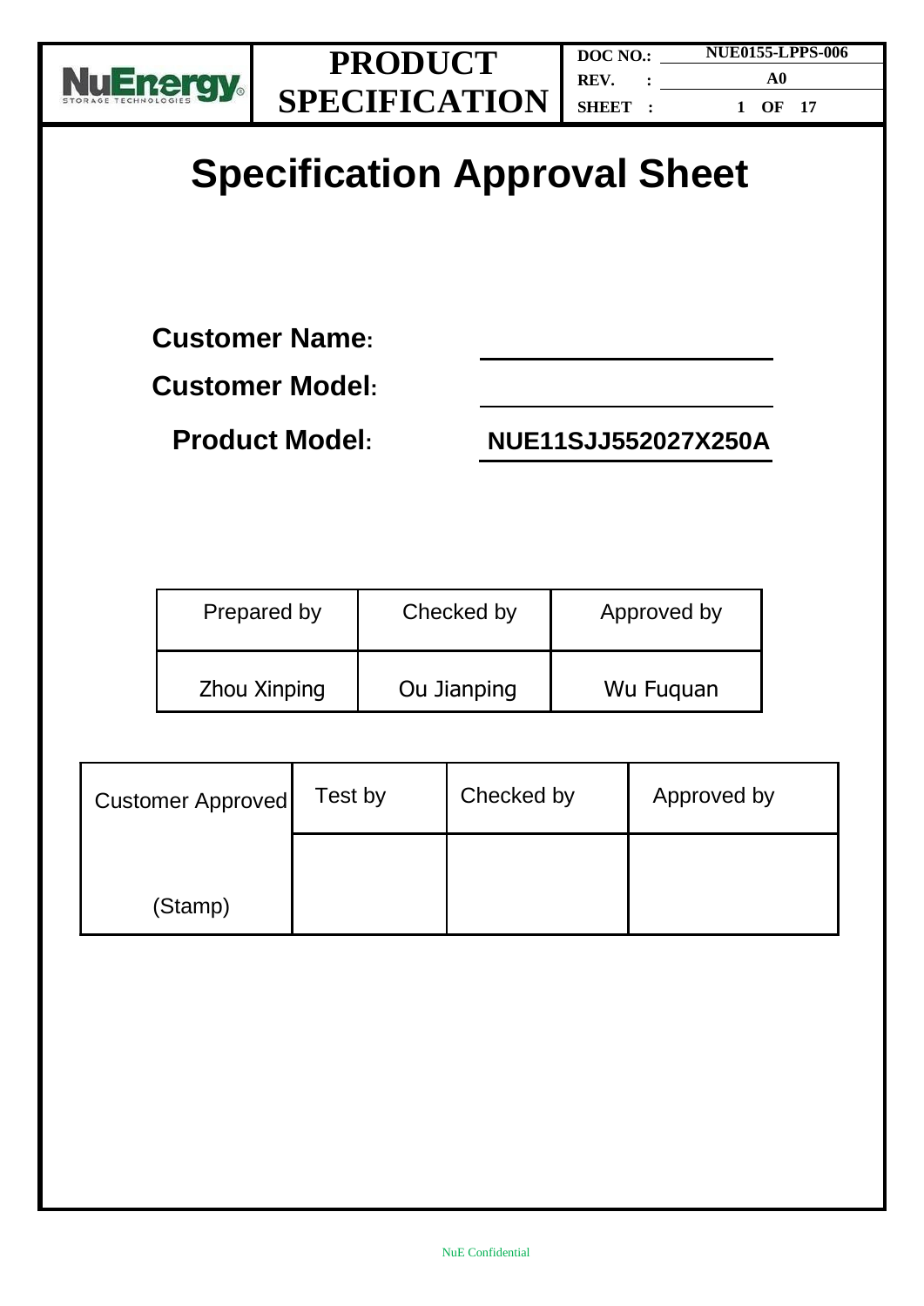# Specification Approval Sheet

**Customer Name:** \_\_\_\_\_\_\_\_\_\_\_\_\_\_\_\_

**Customer Model:** \_\_\_\_\_\_\_\_\_\_\_\_\_\_\_\_

**Product Model:** **NUE11SJJ552027X250A**

| Prepared by | Checked by | Approved by |
|---|---|---|
| Zhou Xinping | Ou Jianping | Wu Fuquan |

| Customer Approved | Test by | Checked by | Approved by |
|---|---|---|---|
| (Stamp) | | | |

NuE Confidential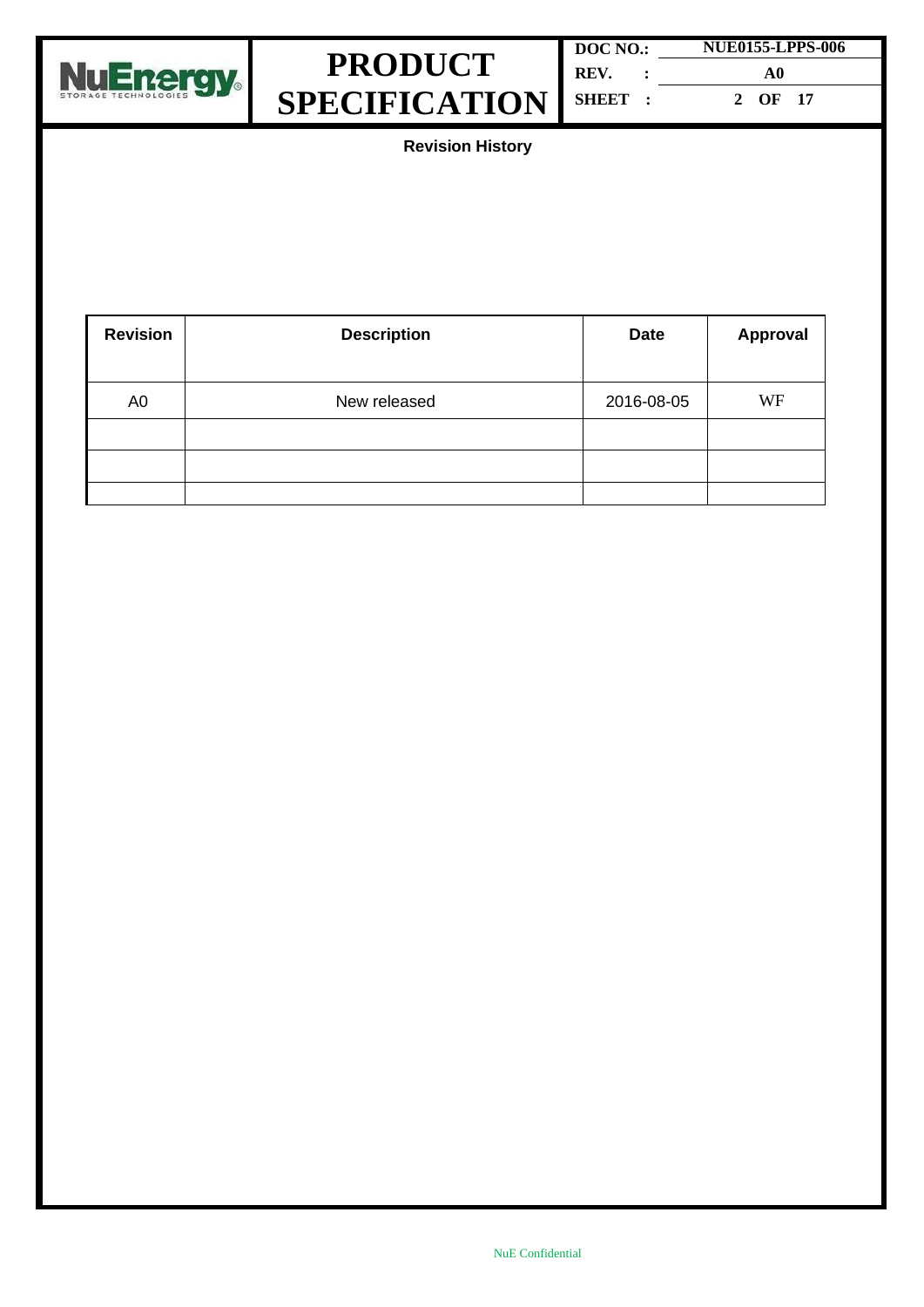## Revision History

| Revision | Description | Date | Approval |
|---|---|---|---|
| A0 | New released | 2016-08-05 | WF |
| | | | |
| | | | |
| | | | |

NuE Confidential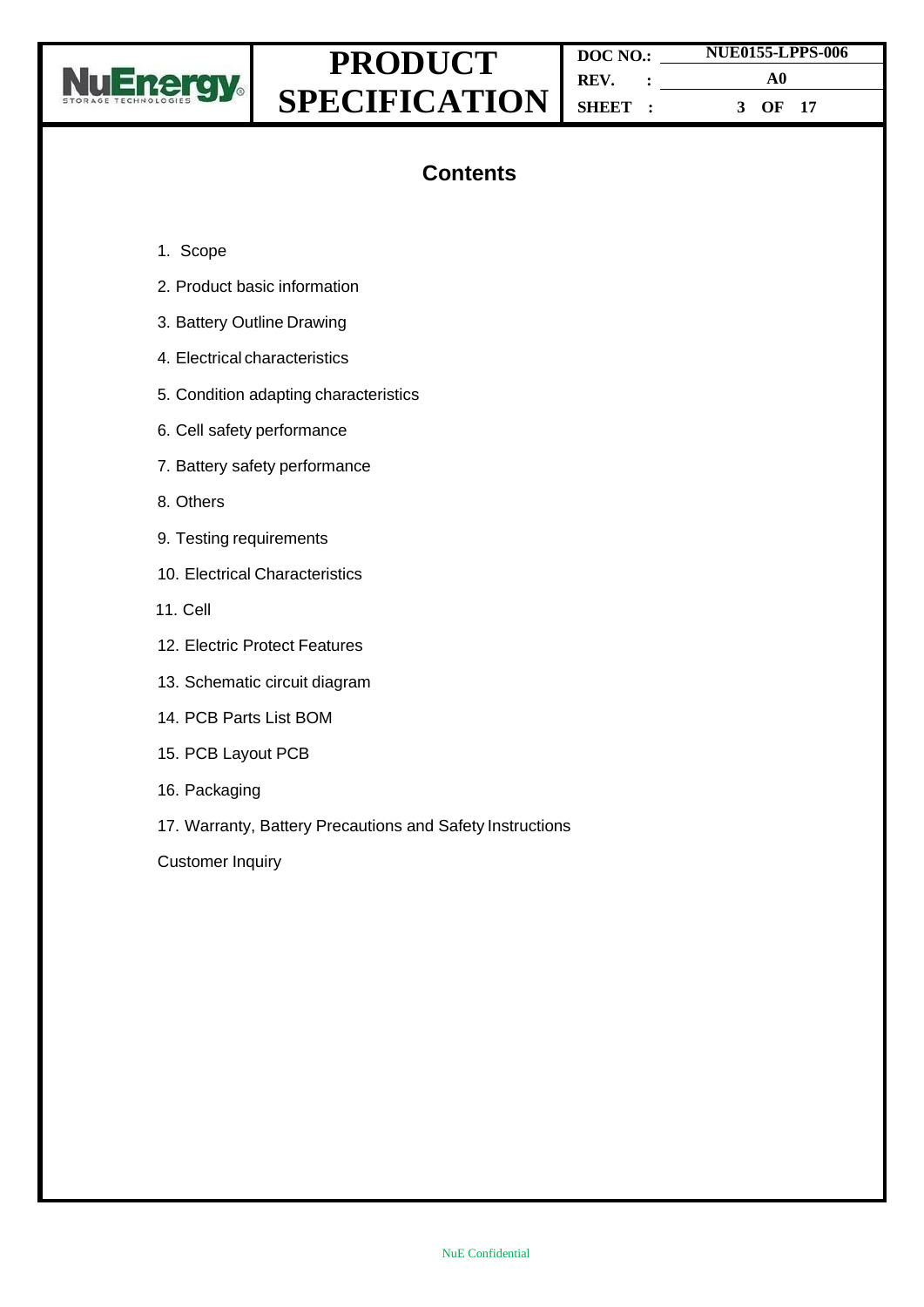# Contents

1. Scope
2. Product basic information
3. Battery Outline Drawing
4. Electrical characteristics
5. Condition adapting characteristics
6. Cell safety performance
7. Battery safety performance
8. Others
9. Testing requirements
10. Electrical Characteristics
11. Cell
12. Electric Protect Features
13. Schematic circuit diagram
14. PCB Parts List BOM
15. PCB Layout PCB
16. Packaging
17. Warranty, Battery Precautions and Safety Instructions

Customer Inquiry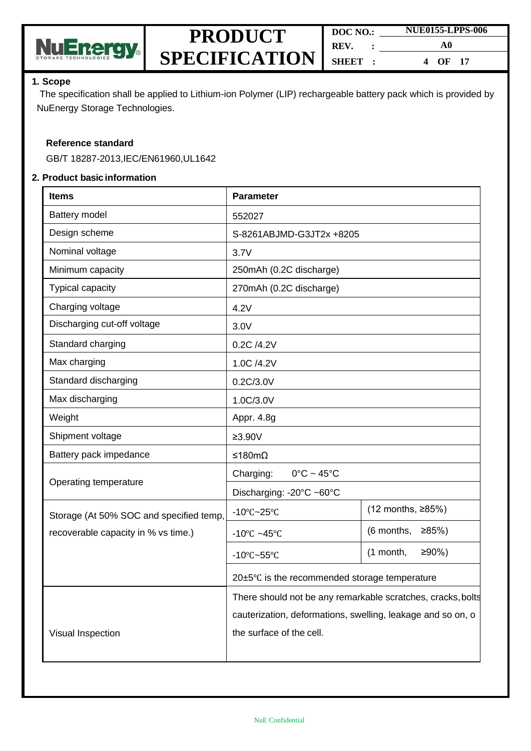## 1. Scope

The specification shall be applied to Lithium-ion Polymer (LIP) rechargeable battery pack which is provided by NuEnergy Storage Technologies.

**Reference standard**

GB/T 18287-2013,IEC/EN61960,UL1642

## 2. Product basic information

| Items | Parameter | |
|---|---|---|
| Battery model | 552027 | |
| Design scheme | S-8261ABJMD-G3JT2x +8205 | |
| Nominal voltage | 3.7V | |
| Minimum capacity | 250mAh (0.2C discharge) | |
| Typical capacity | 270mAh (0.2C discharge) | |
| Charging voltage | 4.2V | |
| Discharging cut-off voltage | 3.0V | |
| Standard charging | 0.2C /4.2V | |
| Max charging | 1.0C /4.2V | |
| Standard discharging | 0.2C/3.0V | |
| Max discharging | 1.0C/3.0V | |
| Weight | Appr. 4.8g | |
| Shipment voltage | ≥3.90V | |
| Battery pack impedance | ≤180mΩ | |
| Operating temperature | Charging: 0°C ~ 45°C | |
| | Discharging: -20°C ~60°C | |
| Storage (At 50% SOC and specified temp, recoverable capacity in % vs time.) | -10℃~25℃ | (12 months, ≥85%) |
| | -10℃ ~45℃ | (6 months, ≥85%) |
| | -10℃~55℃ | (1 month, ≥90%) |
| | 20±5℃ is the recommended storage temperature | |
| Visual Inspection | There should not be any remarkable scratches, cracks, bolts cauterization, deformations, swelling, leakage and so on, o the surface of the cell. | |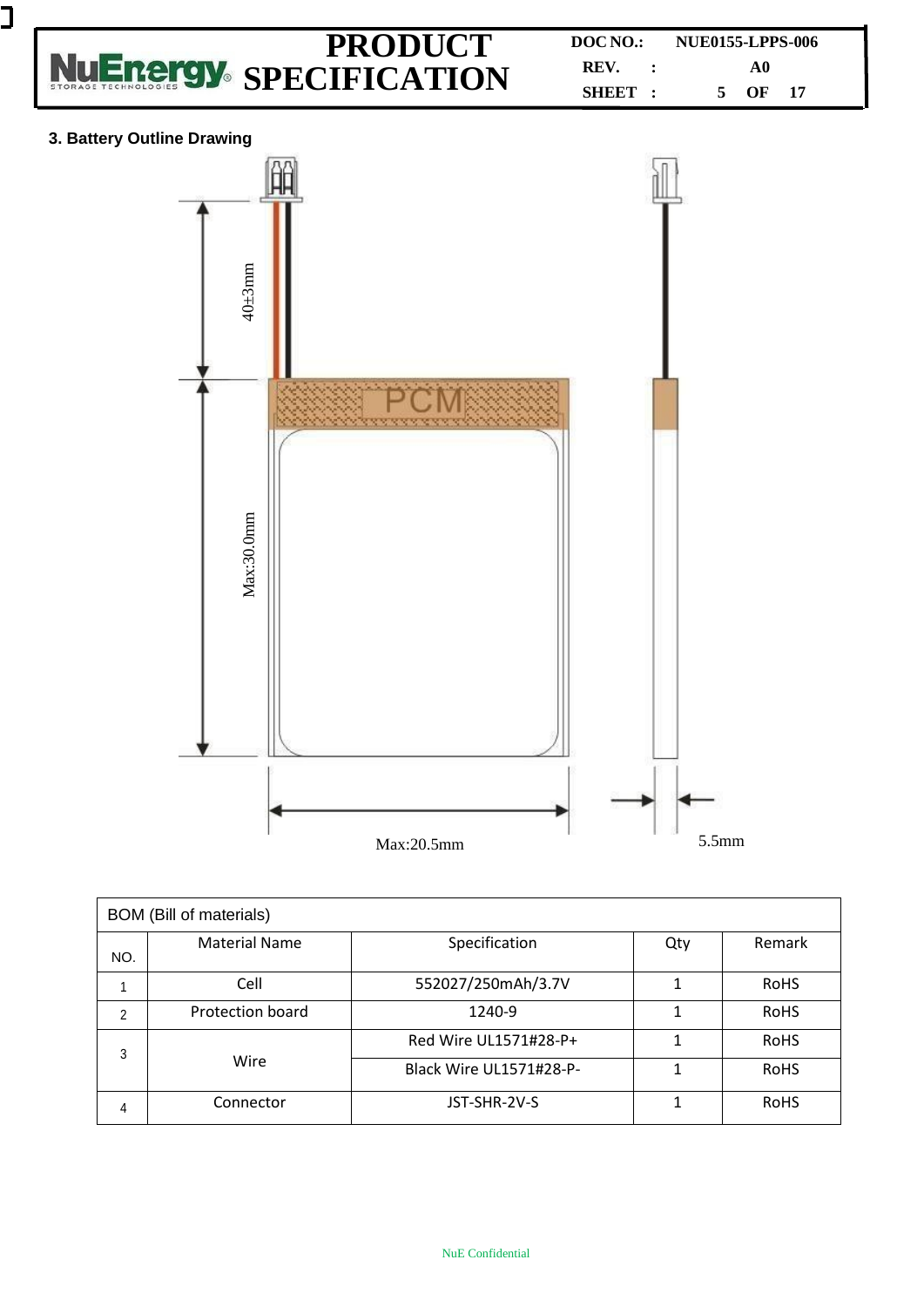### 3. Battery Outline Drawing

40±3mm

PCM

Max:30.0mm

Max:20.5mm

5.5mm

| BOM (Bill of materials) | | | | |
|---|---|---|---|---|
| NO. | Material Name | Specification | Qty | Remark |
| 1 | Cell | 552027/250mAh/3.7V | 1 | RoHS |
| 2 | Protection board | 1240-9 | 1 | RoHS |
| 3 | Wire | Red Wire UL1571#28-P+ | 1 | RoHS |
| | | Black Wire UL1571#28-P- | 1 | RoHS |
| 4 | Connector | JST-SHR-2V-S | 1 | RoHS |

NuE Confidential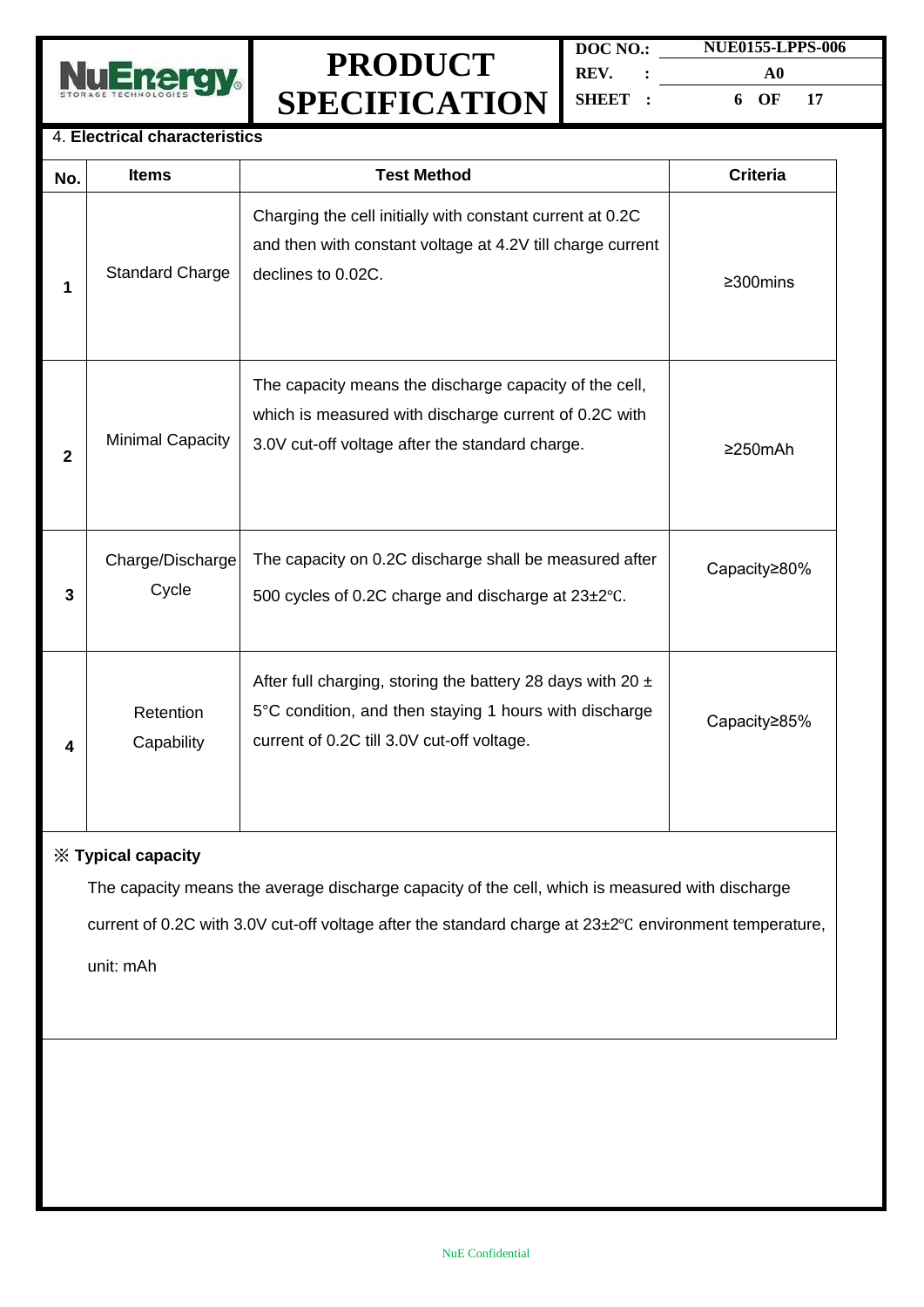4. **Electrical characteristics**

| No. | Items | Test Method | Criteria |
|---|---|---|---|
| 1 | Standard Charge | Charging the cell initially with constant current at 0.2C and then with constant voltage at 4.2V till charge current declines to 0.02C. | ≥300mins |
| 2 | Minimal Capacity | The capacity means the discharge capacity of the cell, which is measured with discharge current of 0.2C with 3.0V cut-off voltage after the standard charge. | ≥250mAh |
| 3 | Charge/Discharge Cycle | The capacity on 0.2C discharge shall be measured after 500 cycles of 0.2C charge and discharge at 23±2℃. | Capacity≥80% |
| 4 | Retention Capability | After full charging, storing the battery 28 days with 20 ± 5°C condition, and then staying 1 hours with discharge current of 0.2C till 3.0V cut-off voltage. | Capacity≥85% |

※ **Typical capacity**

The capacity means the average discharge capacity of the cell, which is measured with discharge current of 0.2C with 3.0V cut-off voltage after the standard charge at 23±2℃ environment temperature, unit: mAh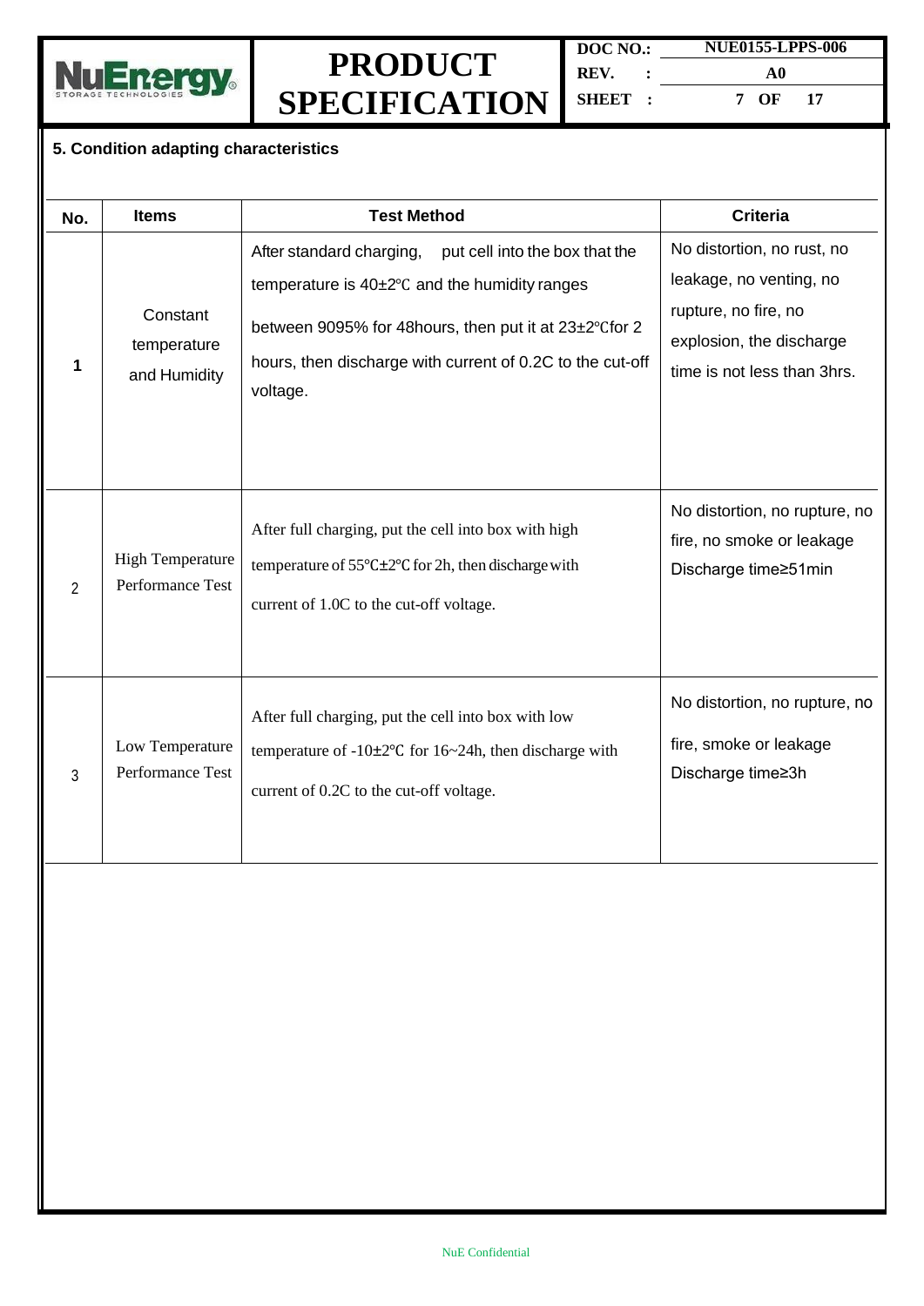## 5. Condition adapting characteristics

| No. | Items | Test Method | Criteria |
|---|---|---|---|
| 1 | Constant temperature and Humidity | After standard charging, put cell into the box that the temperature is 40±2℃ and the humidity ranges between 9095% for 48hours, then put it at 23±2℃for 2 hours, then discharge with current of 0.2C to the cut-off voltage. | No distortion, no rust, no leakage, no venting, no rupture, no fire, no explosion, the discharge time is not less than 3hrs. |
| 2 | High Temperature Performance Test | After full charging, put the cell into box with high temperature of 55℃±2℃ for 2h, then discharge with current of 1.0C to the cut-off voltage. | No distortion, no rupture, no fire, no smoke or leakage Discharge time≥51min |
| 3 | Low Temperature Performance Test | After full charging, put the cell into box with low temperature of -10±2℃ for 16~24h, then discharge with current of 0.2C to the cut-off voltage. | No distortion, no rupture, no fire, smoke or leakage Discharge time≥3h |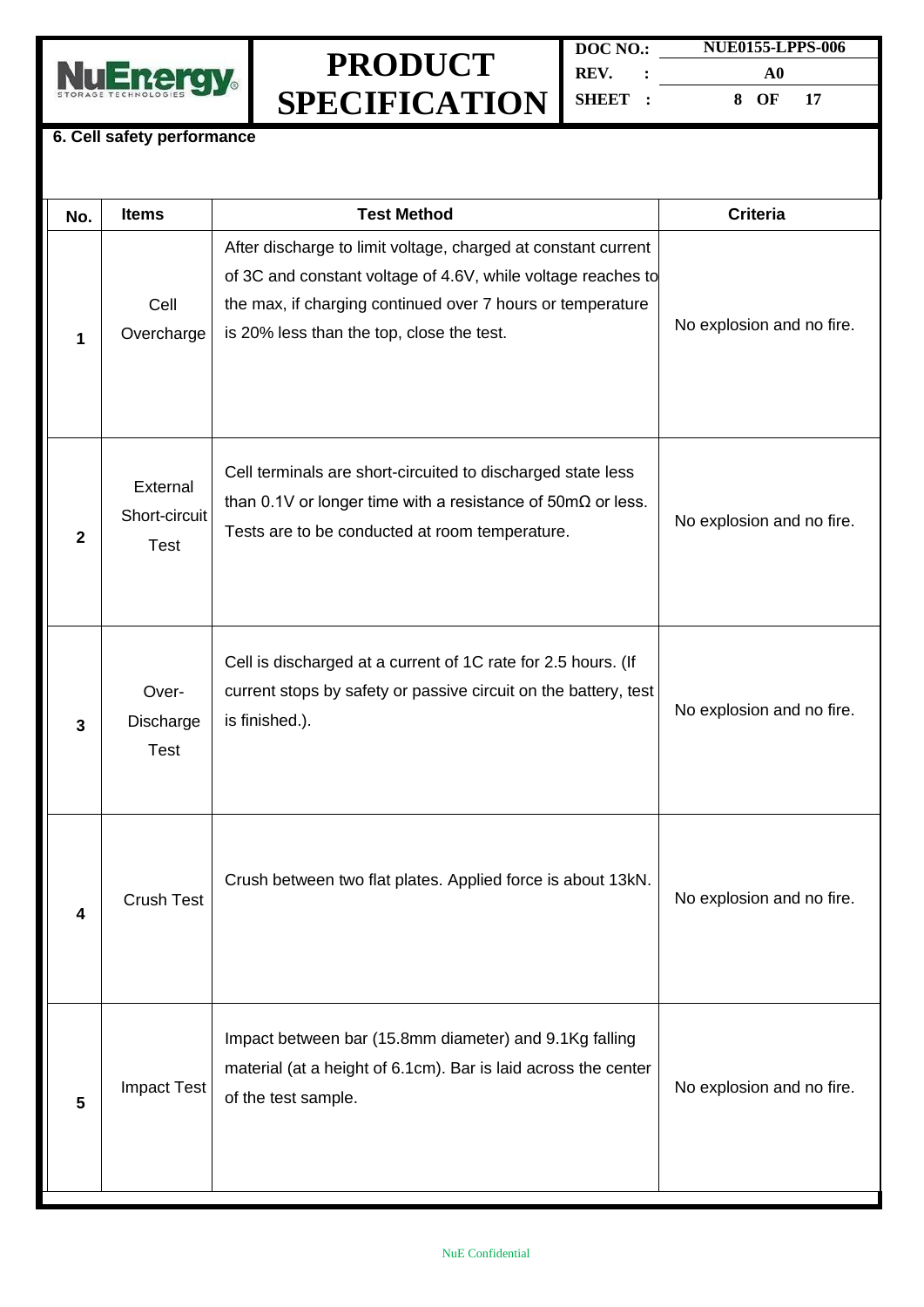## 6. Cell safety performance

| No. | Items | Test Method | Criteria |
|---|---|---|---|
| 1 | Cell Overcharge | After discharge to limit voltage, charged at constant current of 3C and constant voltage of 4.6V, while voltage reaches to the max, if charging continued over 7 hours or temperature is 20% less than the top, close the test. | No explosion and no fire. |
| 2 | External Short-circuit Test | Cell terminals are short-circuited to discharged state less than 0.1V or longer time with a resistance of 50mΩ or less. Tests are to be conducted at room temperature. | No explosion and no fire. |
| 3 | Over-Discharge Test | Cell is discharged at a current of 1C rate for 2.5 hours. (If current stops by safety or passive circuit on the battery, test is finished.). | No explosion and no fire. |
| 4 | Crush Test | Crush between two flat plates. Applied force is about 13kN. | No explosion and no fire. |
| 5 | Impact Test | Impact between bar (15.8mm diameter) and 9.1Kg falling material (at a height of 6.1cm). Bar is laid across the center of the test sample. | No explosion and no fire. |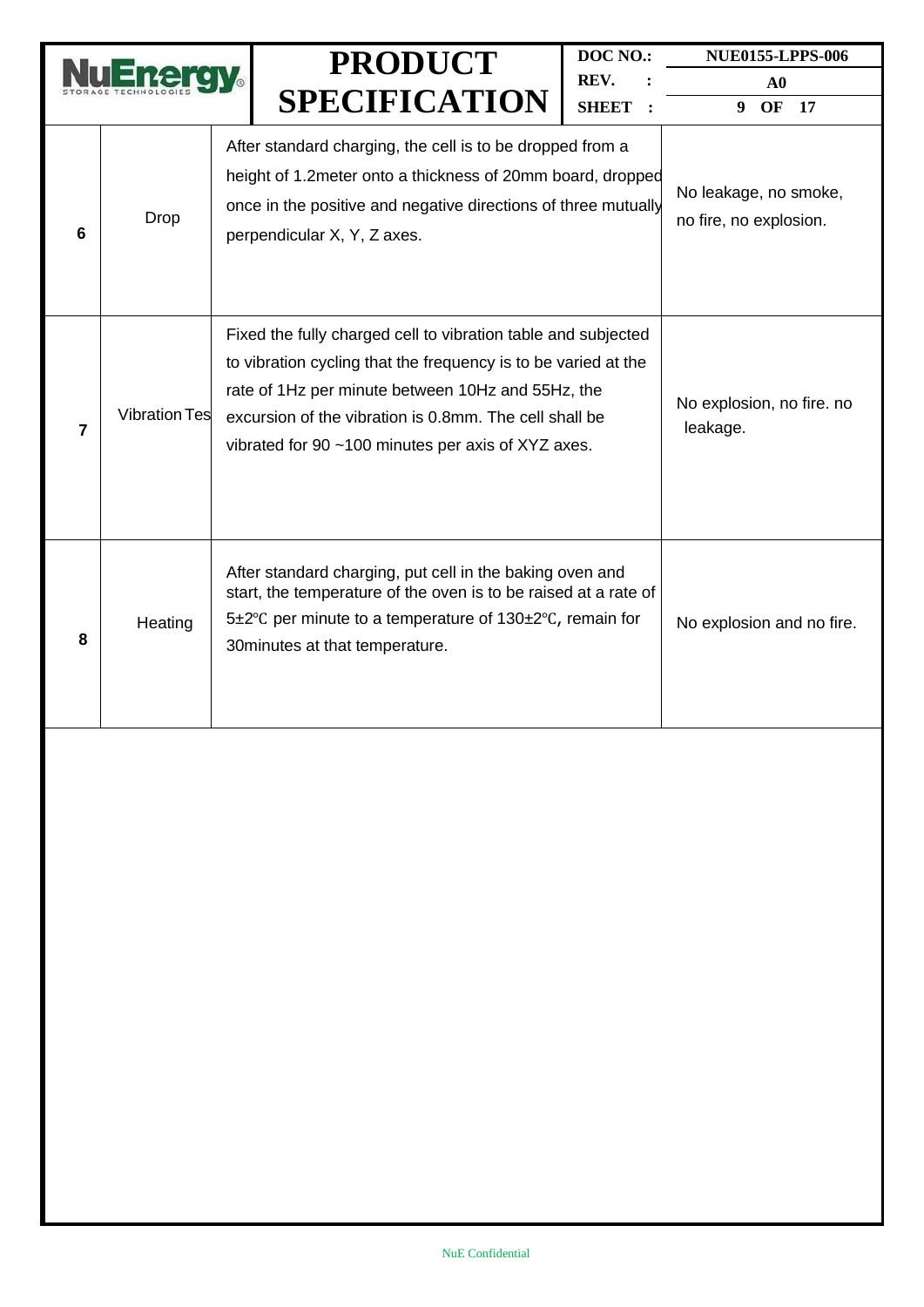| 6 | Drop | After standard charging, the cell is to be dropped from a height of 1.2meter onto a thickness of 20mm board, dropped once in the positive and negative directions of three mutually perpendicular X, Y, Z axes. | No leakage, no smoke, no fire, no explosion. |
|---|---|---|---|
| 7 | Vibration Tes | Fixed the fully charged cell to vibration table and subjected to vibration cycling that the frequency is to be varied at the rate of 1Hz per minute between 10Hz and 55Hz, the excursion of the vibration is 0.8mm. The cell shall be vibrated for 90 ~100 minutes per axis of XYZ axes. | No explosion, no fire. no leakage. |
| 8 | Heating | After standard charging, put cell in the baking oven and start, the temperature of the oven is to be raised at a rate of 5±2℃ per minute to a temperature of 130±2℃, remain for 30minutes at that temperature. | No explosion and no fire. |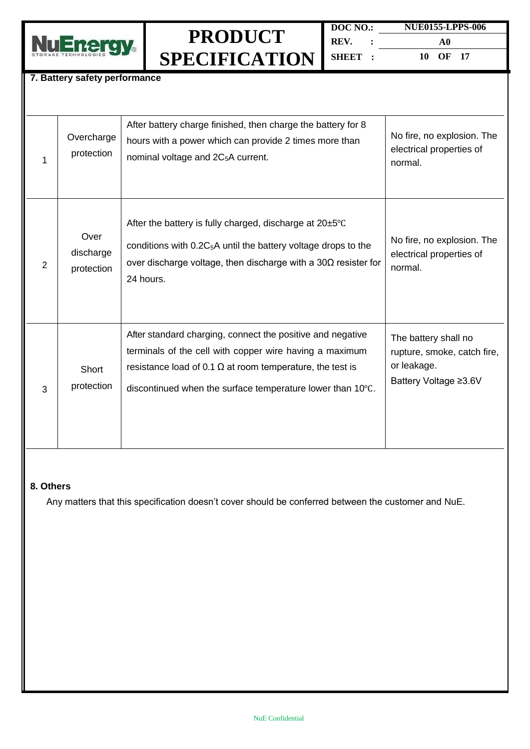## 7. Battery safety performance

| | | | |
|---|---|---|---|
| 1 | Overcharge protection | After battery charge finished, then charge the battery for 8 hours with a power which can provide 2 times more than nominal voltage and $2C_5$A current. | No fire, no explosion. The electrical properties of normal. |
| 2 | Over discharge protection | After the battery is fully charged, discharge at 20±5℃ conditions with $0.2C_5$A until the battery voltage drops to the over discharge voltage, then discharge with a 30Ω resister for 24 hours. | No fire, no explosion. The electrical properties of normal. |
| 3 | Short protection | After standard charging, connect the positive and negative terminals of the cell with copper wire having a maximum resistance load of 0.1 Ω at room temperature, the test is discontinued when the surface temperature lower than 10℃. | The battery shall no rupture, smoke, catch fire, or leakage.<br>Battery Voltage ≥3.6V |

## 8. Others

Any matters that this specification doesn't cover should be conferred between the customer and NuE.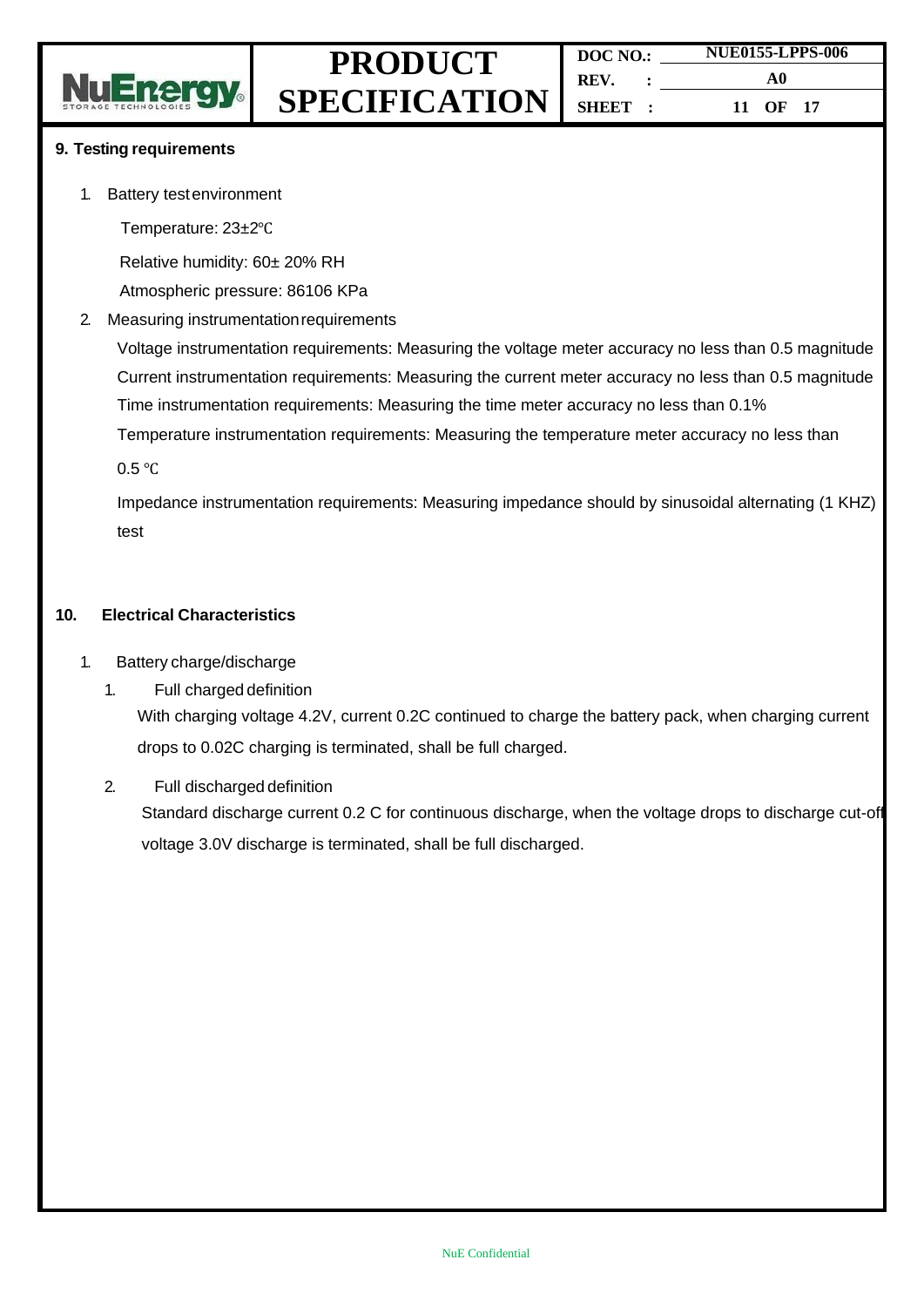## 9. Testing requirements

1. Battery test environment

   Temperature: 23±2℃

   Relative humidity: 60± 20% RH

   Atmospheric pressure: 86106 KPa

2. Measuring instrumentation requirements

   Voltage instrumentation requirements: Measuring the voltage meter accuracy no less than 0.5 magnitude

   Current instrumentation requirements: Measuring the current meter accuracy no less than 0.5 magnitude

   Time instrumentation requirements: Measuring the time meter accuracy no less than 0.1%

   Temperature instrumentation requirements: Measuring the temperature meter accuracy no less than 0.5 ℃

   Impedance instrumentation requirements: Measuring impedance should by sinusoidal alternating (1 KHZ) test

## 10. Electrical Characteristics

1. Battery charge/discharge

   1. Full charged definition

      With charging voltage 4.2V, current 0.2C continued to charge the battery pack, when charging current drops to 0.02C charging is terminated, shall be full charged.

   2. Full discharged definition

      Standard discharge current 0.2 C for continuous discharge, when the voltage drops to discharge cut-off voltage 3.0V discharge is terminated, shall be full discharged.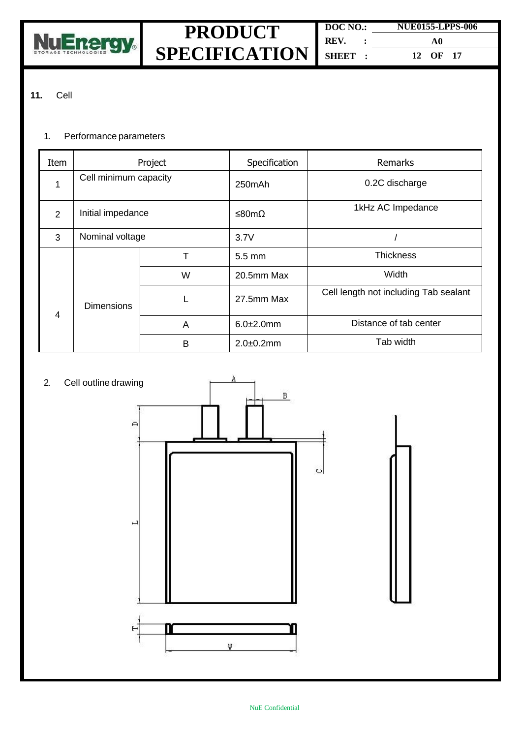## 11. Cell

1. Performance parameters

| Item | Project | | Specification | Remarks |
|---|---|---|---|---|
| 1 | Cell minimum capacity | | 250mAh | 0.2C discharge |
| 2 | Initial impedance | | ≤80mΩ | 1kHz AC Impedance |
| 3 | Nominal voltage | | 3.7V | / |
| 4 | Dimensions | T | 5.5 mm | Thickness |
| | | W | 20.5mm Max | Width |
| | | L | 27.5mm Max | Cell length not including Tab sealant |
| | | A | 6.0±2.0mm | Distance of tab center |
| | | B | 2.0±0.2mm | Tab width |

2. Cell outline drawing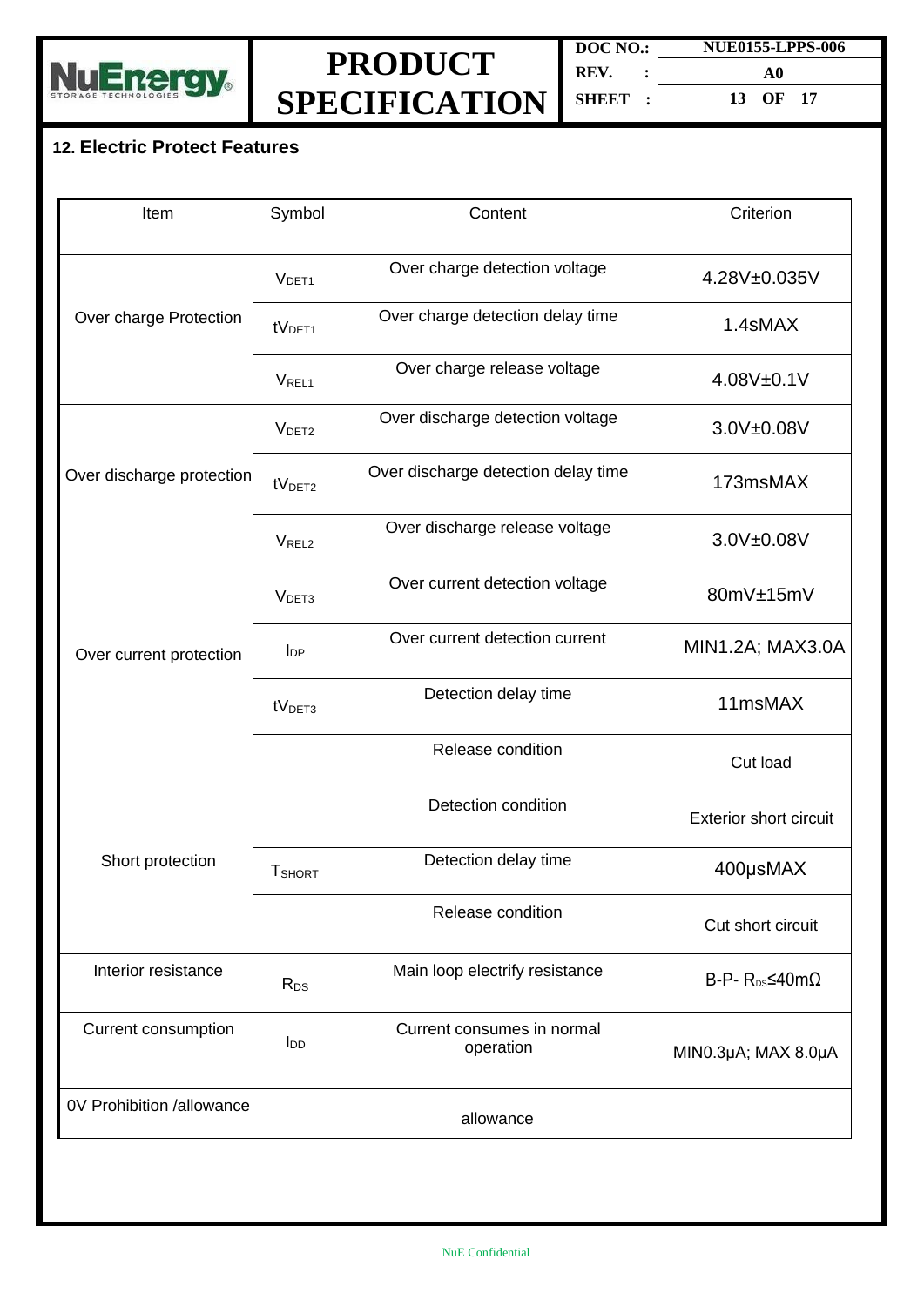## 12. Electric Protect Features

| Item | Symbol | Content | Criterion |
|---|---|---|---|
| Over charge Protection | $V_{DET1}$ | Over charge detection voltage | 4.28V±0.035V |
| | $tV_{DET1}$ | Over charge detection delay time | 1.4sMAX |
| | $V_{REL1}$ | Over charge release voltage | 4.08V±0.1V |
| Over discharge protection | $V_{DET2}$ | Over discharge detection voltage | 3.0V±0.08V |
| | $tV_{DET2}$ | Over discharge detection delay time | 173msMAX |
| | $V_{REL2}$ | Over discharge release voltage | 3.0V±0.08V |
| Over current protection | $V_{DET3}$ | Over current detection voltage | 80mV±15mV |
| | $I_{DP}$ | Over current detection current | MIN1.2A; MAX3.0A |
| | $tV_{DET3}$ | Detection delay time | 11msMAX |
| | | Release condition | Cut load |
| Short protection | | Detection condition | Exterior short circuit |
| | $T_{SHORT}$ | Detection delay time | 400μsMAX |
| | | Release condition | Cut short circuit |
| Interior resistance | $R_{DS}$ | Main loop electrify resistance | B-P- $R_{DS}$≤40mΩ |
| Current consumption | $I_{DD}$ | Current consumes in normal operation | MIN0.3μA; MAX 8.0μA |
| 0V Prohibition /allowance | | allowance | |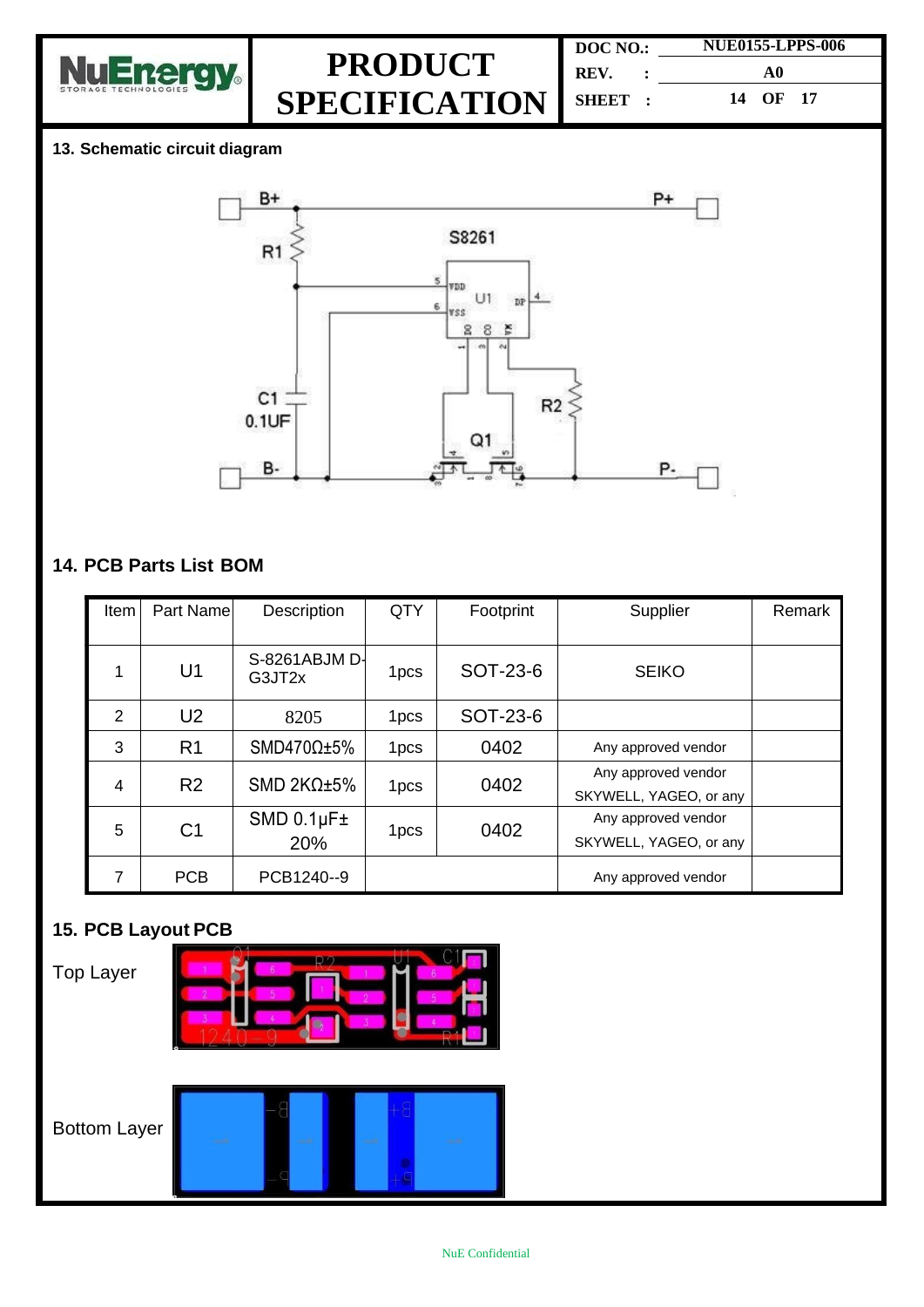## 13. Schematic circuit diagram

## 14. PCB Parts List BOM

| Item | Part Name | Description | QTY | Footprint | Supplier | Remark |
|---|---|---|---|---|---|---|
| 1 | U1 | S-8261ABJM D-G3JT2x | 1pcs | SOT-23-6 | SEIKO | |
| 2 | U2 | 8205 | 1pcs | SOT-23-6 | | |
| 3 | R1 | SMD470Ω±5% | 1pcs | 0402 | Any approved vendor | |
| 4 | R2 | SMD 2KΩ±5% | 1pcs | 0402 | Any approved vendor SKYWELL, YAGEO, or any | |
| 5 | C1 | SMD 0.1μF± 20% | 1pcs | 0402 | Any approved vendor SKYWELL, YAGEO, or any | |
| 7 | PCB | PCB1240--9 | | | Any approved vendor | |

## 15. PCB Layout PCB

Top Layer

Bottom Layer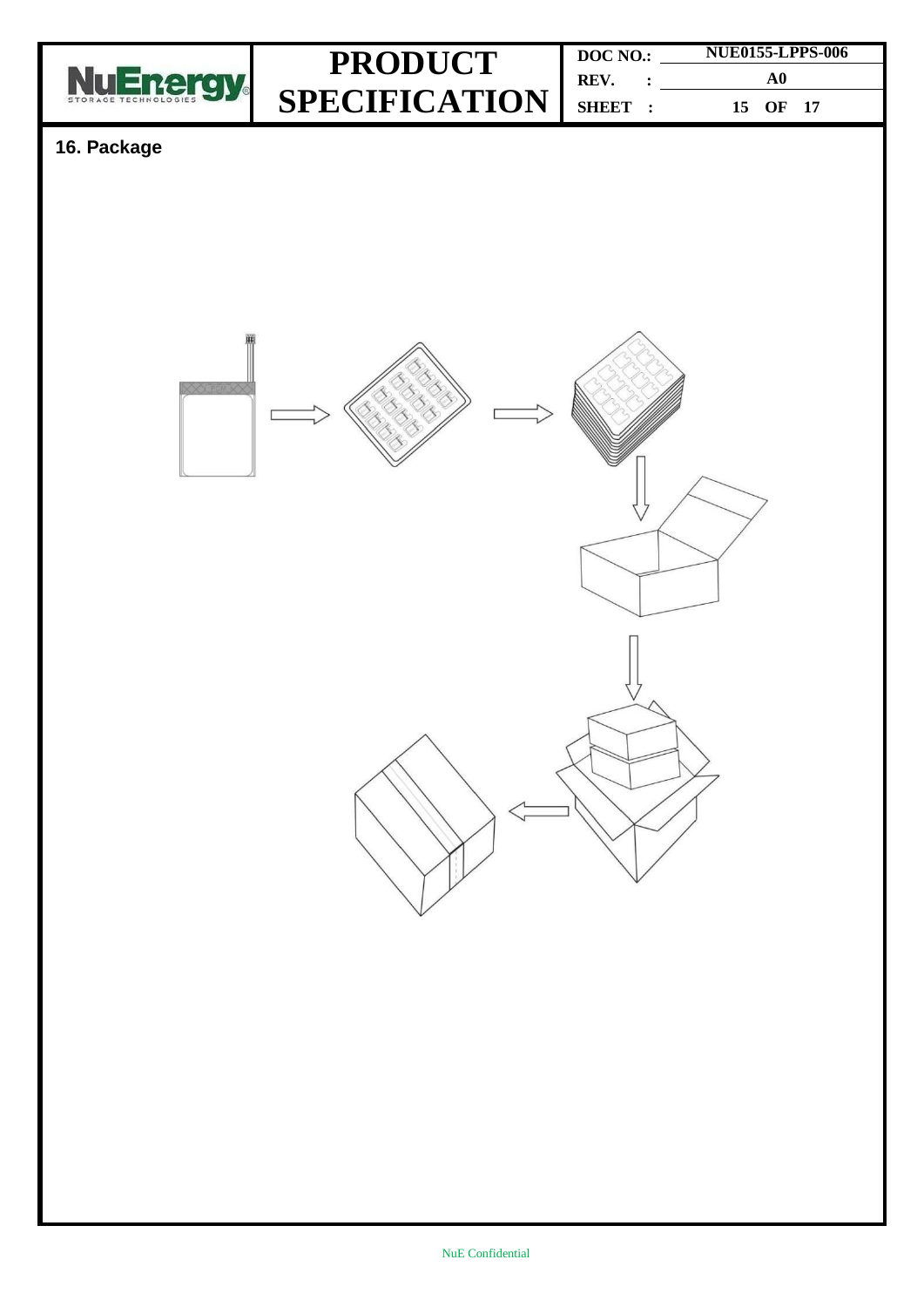## 16. Package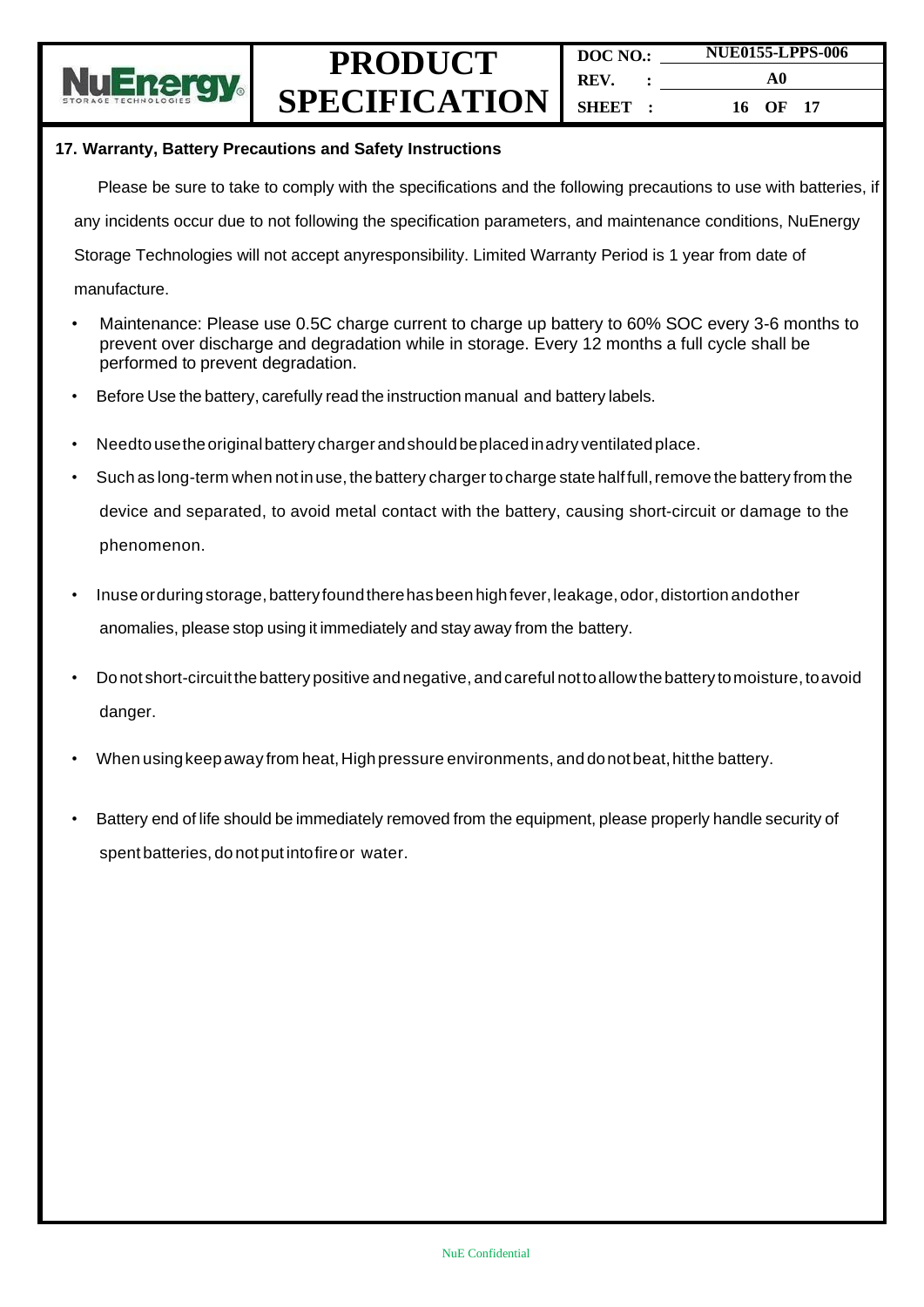## 17. Warranty, Battery Precautions and Safety Instructions

Please be sure to take to comply with the specifications and the following precautions to use with batteries, if any incidents occur due to not following the specification parameters, and maintenance conditions, NuEnergy Storage Technologies will not accept anyresponsibility. Limited Warranty Period is 1 year from date of manufacture.

- Maintenance: Please use 0.5C charge current to charge up battery to 60% SOC every 3-6 months to prevent over discharge and degradation while in storage. Every 12 months a full cycle shall be performed to prevent degradation.
- Before Use the battery, carefully read the instruction manual and battery labels.
- Needto usethe original battery charger andshould beplaced inadry ventilated place.
- Such as long-term when not in use, the battery charger to charge state half full, remove the battery from the device and separated, to avoid metal contact with the battery, causing short-circuit or damage to the phenomenon.
- Inuse orduring storage, battery found there has been high fever, leakage, odor, distortion andother anomalies, please stop using it immediately and stay away from the battery.
- Do not short-circuit the battery positive and negative, and careful not to allow the battery to moisture, to avoid danger.
- When using keep away from heat, High pressure environments, and do not beat, hitthe battery.
- Battery end of life should be immediately removed from the equipment, please properly handle security of spent batteries, do not put intofire or water.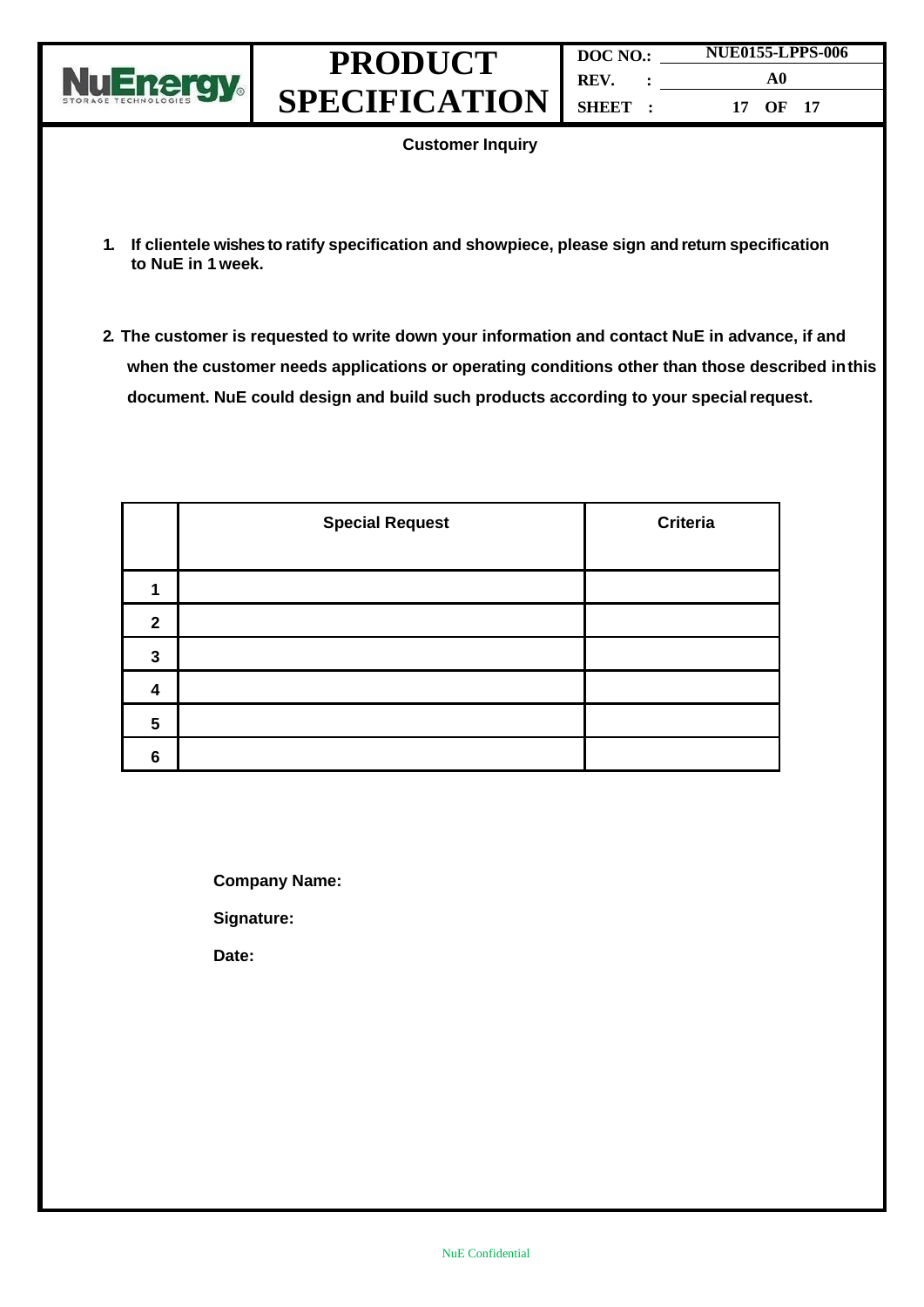## Customer Inquiry

1. **If clientele wishes to ratify specification and showpiece, please sign and return specification to NuE in 1 week.**

2. **The customer is requested to write down your information and contact NuE in advance, if and when the customer needs applications or operating conditions other than those described in this document. NuE could design and build such products according to your special request.**

| | Special Request | Criteria |
|---|---|---|
| 1 | | |
| 2 | | |
| 3 | | |
| 4 | | |
| 5 | | |
| 6 | | |

**Company Name:**

**Signature:**

**Date:**

NuE Confidential